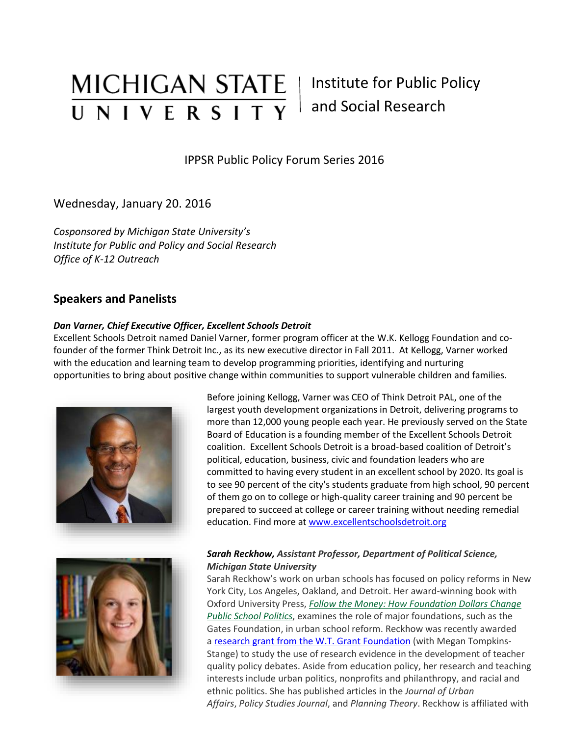MICHIGAN STATE UNIVERSITY | Institute for Public Policy and Social Research

IPPSR Public Policy Forum Series 2016

Wednesday, January 20. 2016

*Cosponsored by Michigan State University's*
*Institute for Public and Policy and Social Research*
*Office of K-12 Outreach*

## Speakers and Panelists

***Dan Varner, Chief Executive Officer, Excellent Schools Detroit***

Excellent Schools Detroit named Daniel Varner, former program officer at the W.K. Kellogg Foundation and co-founder of the former Think Detroit Inc., as its new executive director in Fall 2011. At Kellogg, Varner worked with the education and learning team to develop programming priorities, identifying and nurturing opportunities to bring about positive change within communities to support vulnerable children and families.

Before joining Kellogg, Varner was CEO of Think Detroit PAL, one of the largest youth development organizations in Detroit, delivering programs to more than 12,000 young people each year. He previously served on the State Board of Education is a founding member of the Excellent Schools Detroit coalition. Excellent Schools Detroit is a broad-based coalition of Detroit's political, education, business, civic and foundation leaders who are committed to having every student in an excellent school by 2020. Its goal is to see 90 percent of the city's students graduate from high school, 90 percent of them go on to college or high-quality career training and 90 percent be prepared to succeed at college or career training without needing remedial education. Find more at www.excellentschoolsdetroit.org

***Sarah Reckhow,*** *Assistant Professor, Department of Political Science,* ***Michigan State University***

Sarah Reckhow's work on urban schools has focused on policy reforms in New York City, Los Angeles, Oakland, and Detroit. Her award-winning book with Oxford University Press, *Follow the Money: How Foundation Dollars Change Public School Politics*, examines the role of major foundations, such as the Gates Foundation, in urban school reform. Reckhow was recently awarded a research grant from the W.T. Grant Foundation (with Megan Tompkins-Stange) to study the use of research evidence in the development of teacher quality policy debates. Aside from education policy, her research and teaching interests include urban politics, nonprofits and philanthropy, and racial and ethnic politics. She has published articles in the *Journal of Urban Affairs*, *Policy Studies Journal*, and *Planning Theory*. Reckhow is affiliated with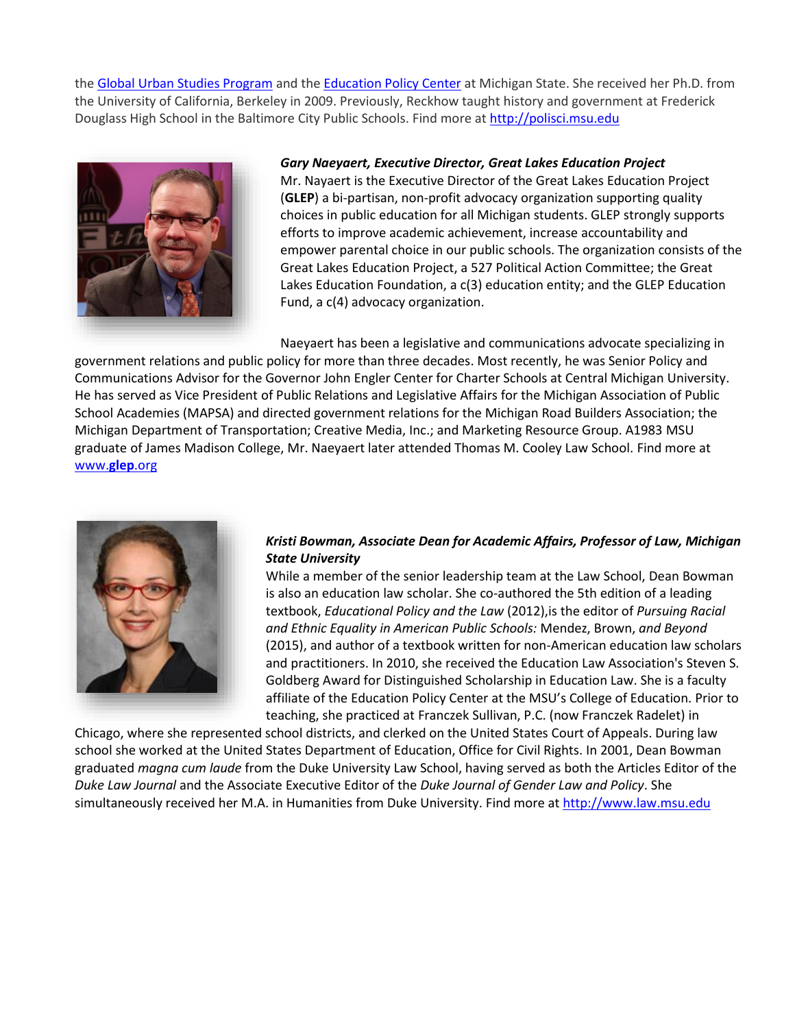the Global Urban Studies Program and the Education Policy Center at Michigan State. She received her Ph.D. from the University of California, Berkeley in 2009. Previously, Reckhow taught history and government at Frederick Douglass High School in the Baltimore City Public Schools. Find more at http://polisci.msu.edu

***Gary Naeyaert, Executive Director, Great Lakes Education Project***

Mr. Nayaert is the Executive Director of the Great Lakes Education Project (**GLEP**) a bi-partisan, non-profit advocacy organization supporting quality choices in public education for all Michigan students. GLEP strongly supports efforts to improve academic achievement, increase accountability and empower parental choice in our public schools. The organization consists of the Great Lakes Education Project, a 527 Political Action Committee; the Great Lakes Education Foundation, a c(3) education entity; and the GLEP Education Fund, a c(4) advocacy organization.

Naeyaert has been a legislative and communications advocate specializing in government relations and public policy for more than three decades. Most recently, he was Senior Policy and Communications Advisor for the Governor John Engler Center for Charter Schools at Central Michigan University. He has served as Vice President of Public Relations and Legislative Affairs for the Michigan Association of Public School Academies (MAPSA) and directed government relations for the Michigan Road Builders Association; the Michigan Department of Transportation; Creative Media, Inc.; and Marketing Resource Group. A1983 MSU graduate of James Madison College, Mr. Naeyaert later attended Thomas M. Cooley Law School. Find more at www.**glep**.org

***Kristi Bowman, Associate Dean for Academic Affairs, Professor of Law, Michigan State University***

While a member of the senior leadership team at the Law School, Dean Bowman is also an education law scholar. She co-authored the 5th edition of a leading textbook, *Educational Policy and the Law* (2012),is the editor of *Pursuing Racial and Ethnic Equality in American Public Schools:* Mendez, Brown, *and Beyond* (2015), and author of a textbook written for non-American education law scholars and practitioners. In 2010, she received the Education Law Association's Steven S. Goldberg Award for Distinguished Scholarship in Education Law. She is a faculty affiliate of the Education Policy Center at the MSU's College of Education. Prior to teaching, she practiced at Franczek Sullivan, P.C. (now Franczek Radelet) in Chicago, where she represented school districts, and clerked on the United States Court of Appeals. During law school she worked at the United States Department of Education, Office for Civil Rights. In 2001, Dean Bowman graduated *magna cum laude* from the Duke University Law School, having served as both the Articles Editor of the *Duke Law Journal* and the Associate Executive Editor of the *Duke Journal of Gender Law and Policy*. She simultaneously received her M.A. in Humanities from Duke University. Find more at http://www.law.msu.edu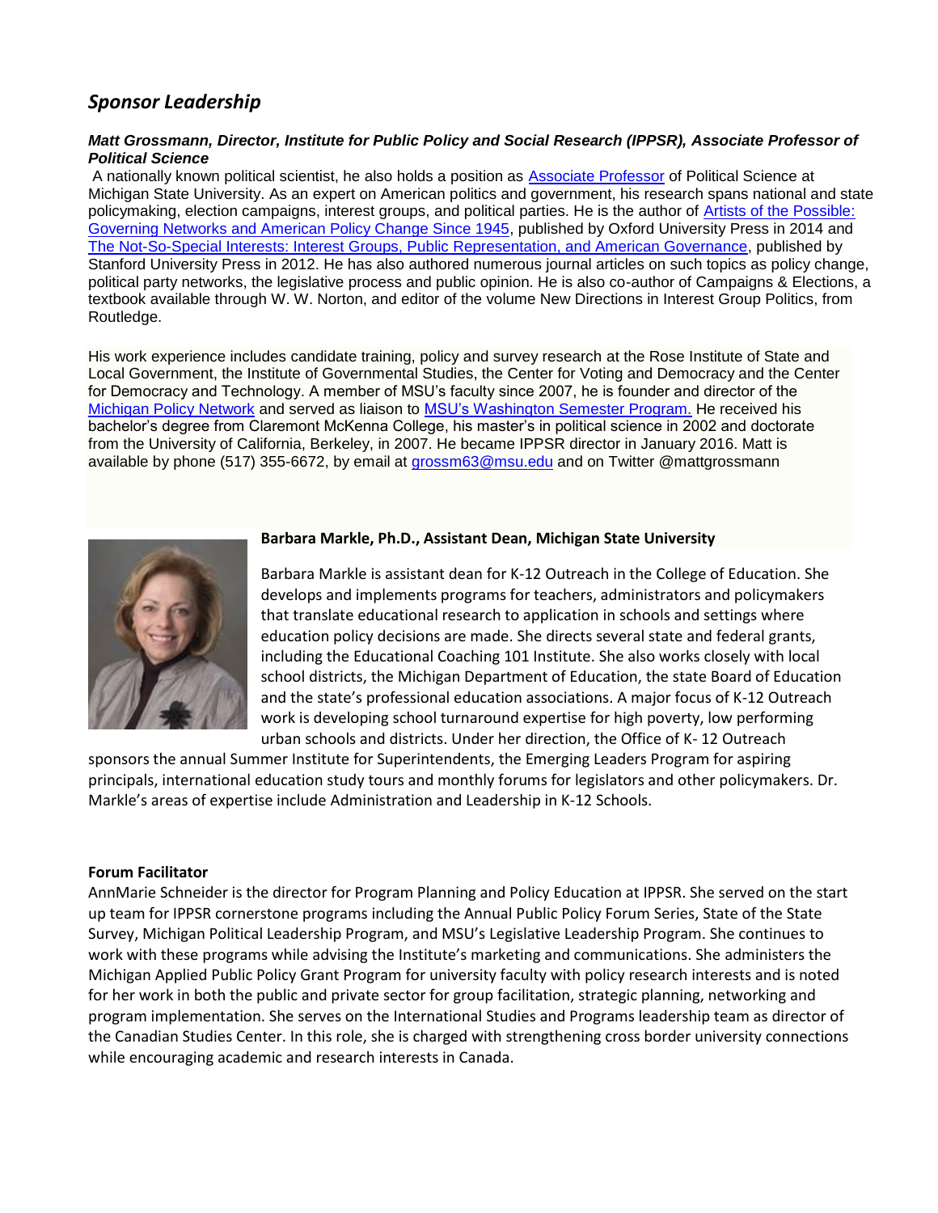## *Sponsor Leadership*

***Matt Grossmann, Director, Institute for Public Policy and Social Research (IPPSR), Associate Professor of Political Science***

A nationally known political scientist, he also holds a position as Associate Professor of Political Science at Michigan State University. As an expert on American politics and government, his research spans national and state policymaking, election campaigns, interest groups, and political parties. He is the author of Artists of the Possible: Governing Networks and American Policy Change Since 1945, published by Oxford University Press in 2014 and The Not-So-Special Interests: Interest Groups, Public Representation, and American Governance, published by Stanford University Press in 2012. He has also authored numerous journal articles on such topics as policy change, political party networks, the legislative process and public opinion. He is also co-author of Campaigns & Elections, a textbook available through W. W. Norton, and editor of the volume New Directions in Interest Group Politics, from Routledge.

His work experience includes candidate training, policy and survey research at the Rose Institute of State and Local Government, the Institute of Governmental Studies, the Center for Voting and Democracy and the Center for Democracy and Technology. A member of MSU's faculty since 2007, he is founder and director of the Michigan Policy Network and served as liaison to MSU's Washington Semester Program. He received his bachelor's degree from Claremont McKenna College, his master's in political science in 2002 and doctorate from the University of California, Berkeley, in 2007. He became IPPSR director in January 2016. Matt is available by phone (517) 355-6672, by email at grossm63@msu.edu and on Twitter @mattgrossmann

**Barbara Markle, Ph.D., Assistant Dean, Michigan State University**

Barbara Markle is assistant dean for K-12 Outreach in the College of Education. She develops and implements programs for teachers, administrators and policymakers that translate educational research to application in schools and settings where education policy decisions are made. She directs several state and federal grants, including the Educational Coaching 101 Institute. She also works closely with local school districts, the Michigan Department of Education, the state Board of Education and the state's professional education associations. A major focus of K-12 Outreach work is developing school turnaround expertise for high poverty, low performing urban schools and districts. Under her direction, the Office of K- 12 Outreach sponsors the annual Summer Institute for Superintendents, the Emerging Leaders Program for aspiring principals, international education study tours and monthly forums for legislators and other policymakers. Dr. Markle's areas of expertise include Administration and Leadership in K-12 Schools.

**Forum Facilitator**

AnnMarie Schneider is the director for Program Planning and Policy Education at IPPSR. She served on the start up team for IPPSR cornerstone programs including the Annual Public Policy Forum Series, State of the State Survey, Michigan Political Leadership Program, and MSU's Legislative Leadership Program. She continues to work with these programs while advising the Institute's marketing and communications. She administers the Michigan Applied Public Policy Grant Program for university faculty with policy research interests and is noted for her work in both the public and private sector for group facilitation, strategic planning, networking and program implementation. She serves on the International Studies and Programs leadership team as director of the Canadian Studies Center. In this role, she is charged with strengthening cross border university connections while encouraging academic and research interests in Canada.